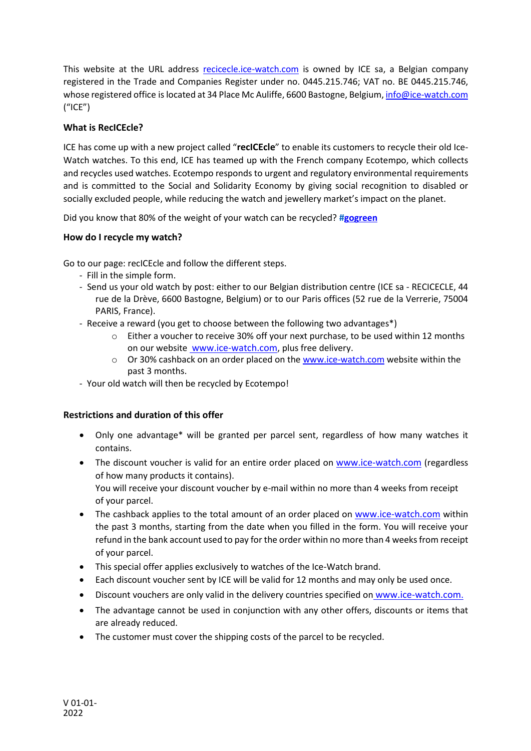This website at the URL address recicecle.ice-watch.com is owned by ICE sa, a Belgian company registered in the Trade and Companies Register under no. 0445.215.746; VAT no. BE 0445.215.746, whose registered office is located at 34 Place Mc Auliffe, 6600 Bastogne, Belgium, info@ice-watch.com ("ICE")

**What is RecICEcle?**

ICE has come up with a new project called "**recICEcle**" to enable its customers to recycle their old Ice-Watch watches. To this end, ICE has teamed up with the French company Ecotempo, which collects and recycles used watches. Ecotempo responds to urgent and regulatory environmental requirements and is committed to the Social and Solidarity Economy by giving social recognition to disabled or socially excluded people, while reducing the watch and jewellery market's impact on the planet.

Did you know that 80% of the weight of your watch can be recycled? **#gogreen**

**How do I recycle my watch?**

Go to our page: recICEcle and follow the different steps.

- Fill in the simple form.
- Send us your old watch by post: either to our Belgian distribution centre (ICE sa - RECICECLE, 44 rue de la Drève, 6600 Bastogne, Belgium) or to our Paris offices (52 rue de la Verrerie, 75004 PARIS, France).
- Receive a reward (you get to choose between the following two advantages*)
  - Either a voucher to receive 30% off your next purchase, to be used within 12 months on our website www.ice-watch.com, plus free delivery.
  - Or 30% cashback on an order placed on the www.ice-watch.com website within the past 3 months.
- Your old watch will then be recycled by Ecotempo!

**Restrictions and duration of this offer**

- Only one advantage* will be granted per parcel sent, regardless of how many watches it contains.
- The discount voucher is valid for an entire order placed on www.ice-watch.com (regardless of how many products it contains).
  You will receive your discount voucher by e-mail within no more than 4 weeks from receipt of your parcel.
- The cashback applies to the total amount of an order placed on www.ice-watch.com within the past 3 months, starting from the date when you filled in the form. You will receive your refund in the bank account used to pay for the order within no more than 4 weeks from receipt of your parcel.
- This special offer applies exclusively to watches of the Ice-Watch brand.
- Each discount voucher sent by ICE will be valid for 12 months and may only be used once.
- Discount vouchers are only valid in the delivery countries specified on www.ice-watch.com.
- The advantage cannot be used in conjunction with any other offers, discounts or items that are already reduced.
- The customer must cover the shipping costs of the parcel to be recycled.

V 01-01-2022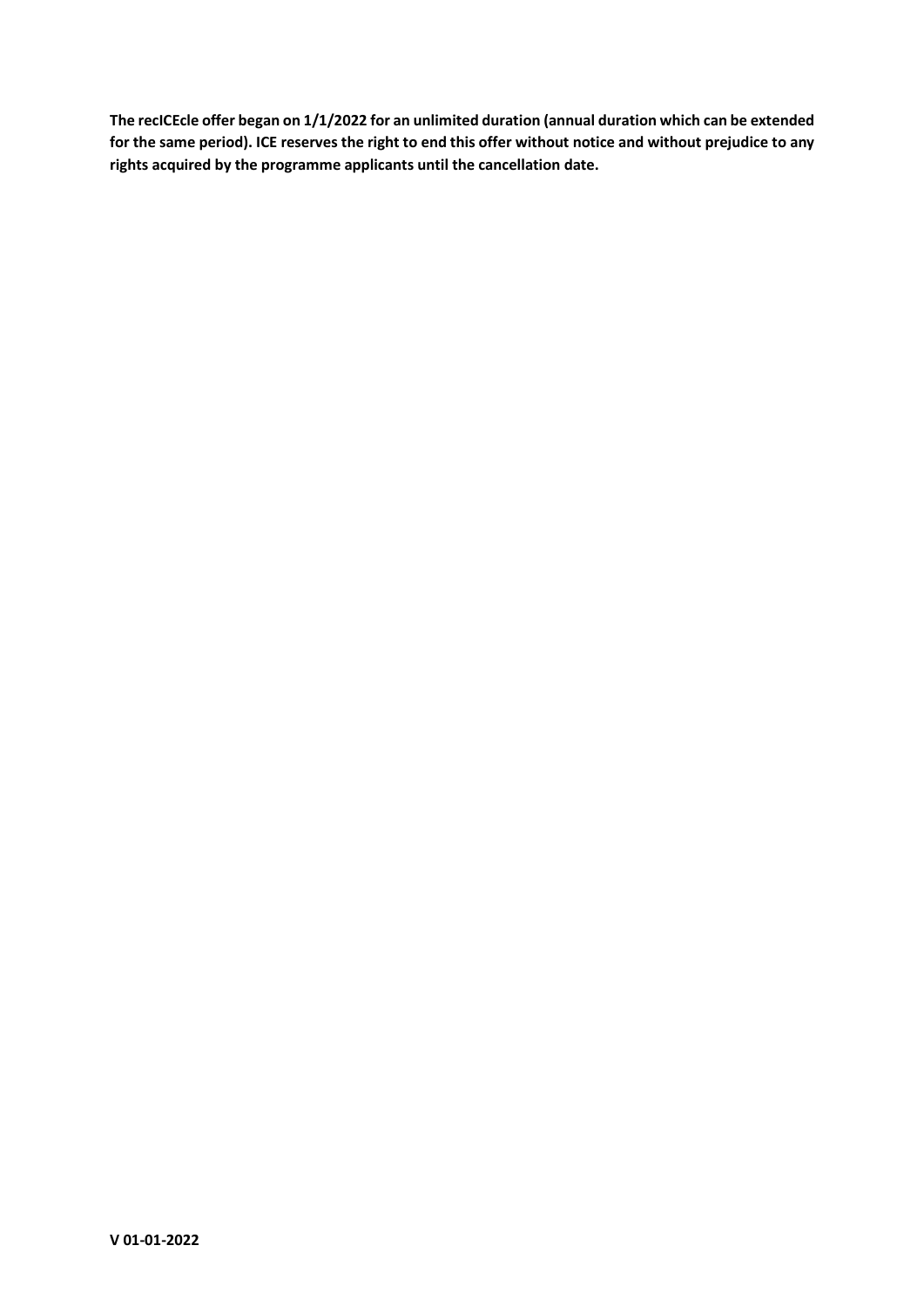**The recICEcle offer began on 1/1/2022 for an unlimited duration (annual duration which can be extended for the same period). ICE reserves the right to end this offer without notice and without prejudice to any rights acquired by the programme applicants until the cancellation date.**

**V 01-01-2022**